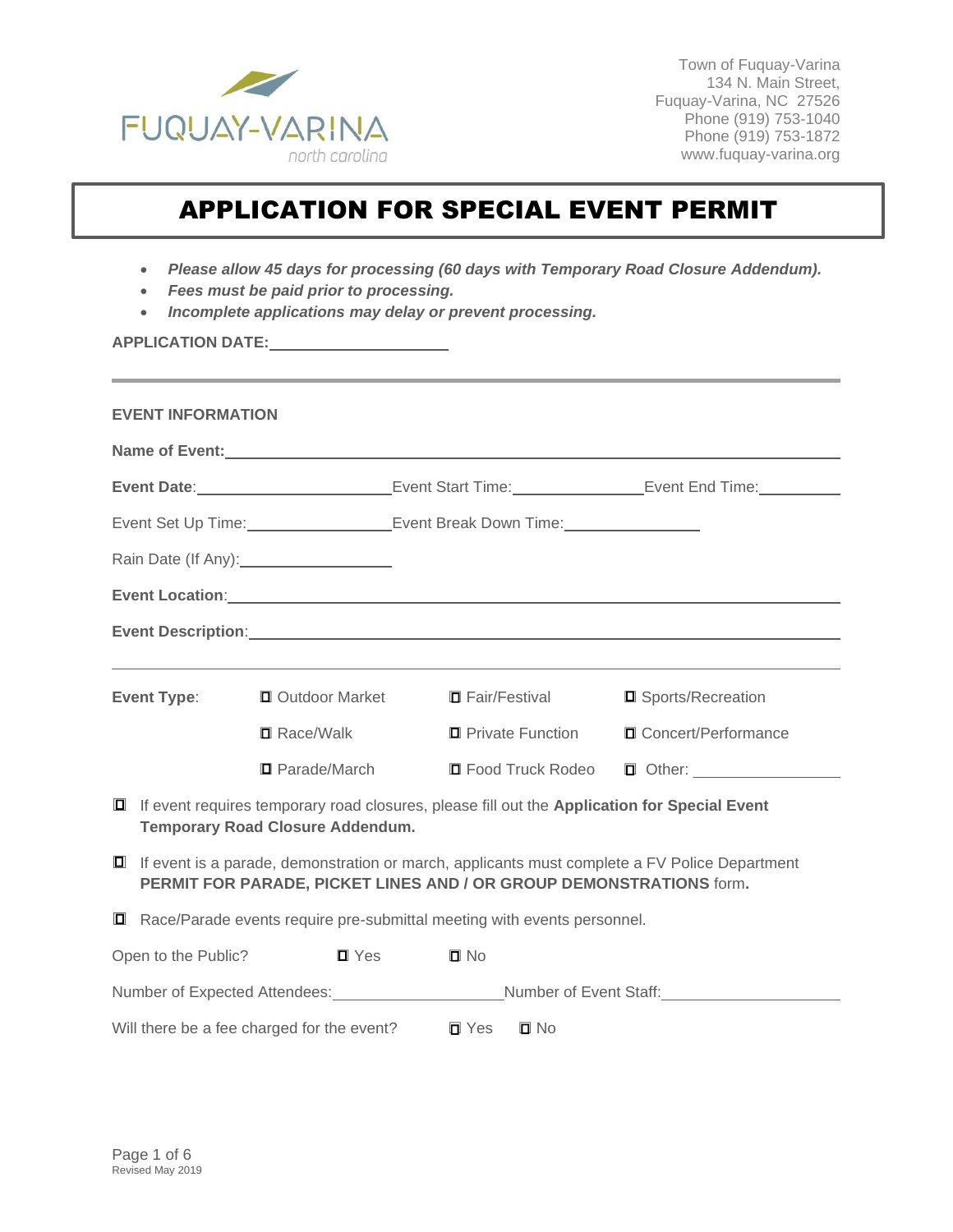FUQUAY-VARINA
north carolina

Town of Fuquay-Varina
134 N. Main Street,
Fuquay-Varina, NC 27526
Phone (919) 753-1040
Phone (919) 753-1872
www.fuquay-varina.org

# APPLICATION FOR SPECIAL EVENT PERMIT

- ***Please allow 45 days for processing (60 days with Temporary Road Closure Addendum).***
- ***Fees must be paid prior to processing.***
- ***Incomplete applications may delay or prevent processing.***

**APPLICATION DATE:**\_\_\_\_\_\_\_\_\_\_\_\_\_\_\_\_\_\_\_\_

---

**EVENT INFORMATION**

**Name of Event:**\_\_\_\_\_\_\_\_\_\_\_\_\_\_\_\_\_\_\_\_\_\_\_\_\_\_\_\_\_\_\_\_\_\_\_\_\_\_\_\_\_\_\_\_\_\_\_\_\_\_\_\_\_\_\_\_

**Event Date**:\_\_\_\_\_\_\_\_\_\_\_\_\_\_\_\_\_\_\_\_ Event Start Time:\_\_\_\_\_\_\_\_\_\_\_\_\_\_ Event End Time:\_\_\_\_\_\_\_\_\_

Event Set Up Time:\_\_\_\_\_\_\_\_\_\_\_\_\_\_\_ Event Break Down Time:\_\_\_\_\_\_\_\_\_\_\_\_\_\_\_

Rain Date (If Any):\_\_\_\_\_\_\_\_\_\_\_\_\_\_\_\_

**Event Location**:\_\_\_\_\_\_\_\_\_\_\_\_\_\_\_\_\_\_\_\_\_\_\_\_\_\_\_\_\_\_\_\_\_\_\_\_\_\_\_\_\_\_\_\_\_\_\_\_\_\_\_\_\_\_\_\_

**Event Description**:\_\_\_\_\_\_\_\_\_\_\_\_\_\_\_\_\_\_\_\_\_\_\_\_\_\_\_\_\_\_\_\_\_\_\_\_\_\_\_\_\_\_\_\_\_\_\_\_\_\_\_\_\_\_

\_\_\_\_\_\_\_\_\_\_\_\_\_\_\_\_\_\_\_\_\_\_\_\_\_\_\_\_\_\_\_\_\_\_\_\_\_\_\_\_\_\_\_\_\_\_\_\_\_\_\_\_\_\_\_\_\_\_\_\_\_\_\_\_\_\_\_\_\_\_

**Event Type**:

☐ Outdoor Market ☐ Fair/Festival ☐ Sports/Recreation

☐ Race/Walk ☐ Private Function ☐ Concert/Performance

☐ Parade/March ☐ Food Truck Rodeo ☐ Other: \_\_\_\_\_\_\_\_\_\_\_\_\_\_\_\_

☐ If event requires temporary road closures, please fill out the **Application for Special Event Temporary Road Closure Addendum.**

☐ If event is a parade, demonstration or march, applicants must complete a FV Police Department **PERMIT FOR PARADE, PICKET LINES AND / OR GROUP DEMONSTRATIONS** form**.**

☐ Race/Parade events require pre-submittal meeting with events personnel.

Open to the Public? ☐ Yes ☐ No

Number of Expected Attendees:\_\_\_\_\_\_\_\_\_\_\_\_\_\_\_\_\_\_ Number of Event Staff:\_\_\_\_\_\_\_\_\_\_\_\_\_\_\_\_\_\_

Will there be a fee charged for the event? ☐ Yes ☐ No

Revised May 2019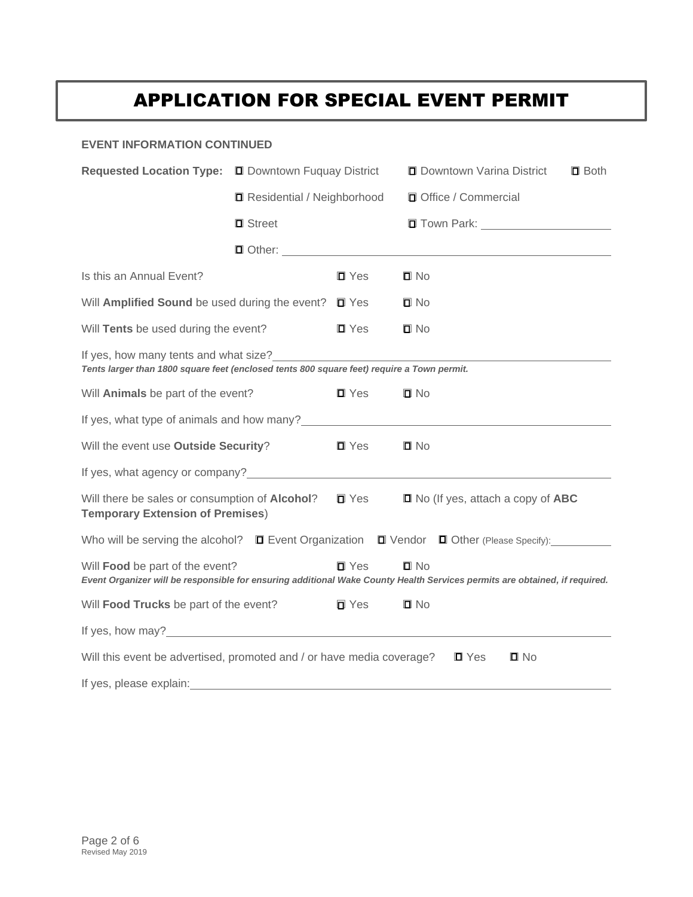# APPLICATION FOR SPECIAL EVENT PERMIT

**EVENT INFORMATION CONTINUED**

**Requested Location Type:** ☐ Downtown Fuquay District ☐ Downtown Varina District ☐ Both

☐ Residential / Neighborhood ☐ Office / Commercial

☐ Street ☐ Town Park: ____________________

☐ Other: ____________________________________________

Is this an Annual Event? ☐ Yes ☐ No

Will **Amplified Sound** be used during the event? ☐ Yes ☐ No

Will **Tents** be used during the event? ☐ Yes ☐ No

If yes, how many tents and what size? ____________________________________________

***Tents larger than 1800 square feet (enclosed tents 800 square feet) require a Town permit.***

Will **Animals** be part of the event? ☐ Yes ☐ No

If yes, what type of animals and how many? ____________________________________________

Will the event use **Outside Security**? ☐ Yes ☐ No

If yes, what agency or company? ____________________________________________

Will there be sales or consumption of **Alcohol**? ☐ Yes ☐ No (If yes, attach a copy of **ABC Temporary Extension of Premises**)

Who will be serving the alcohol? ☐ Event Organization ☐ Vendor ☐ Other (Please Specify): __________

Will **Food** be part of the event? ☐ Yes ☐ No

***Event Organizer will be responsible for ensuring additional Wake County Health Services permits are obtained, if required.***

Will **Food Trucks** be part of the event? ☐ Yes ☐ No

If yes, how may? ____________________________________________

Will this event be advertised, promoted and / or have media coverage? ☐ Yes ☐ No

If yes, please explain: ____________________________________________

Revised May 2019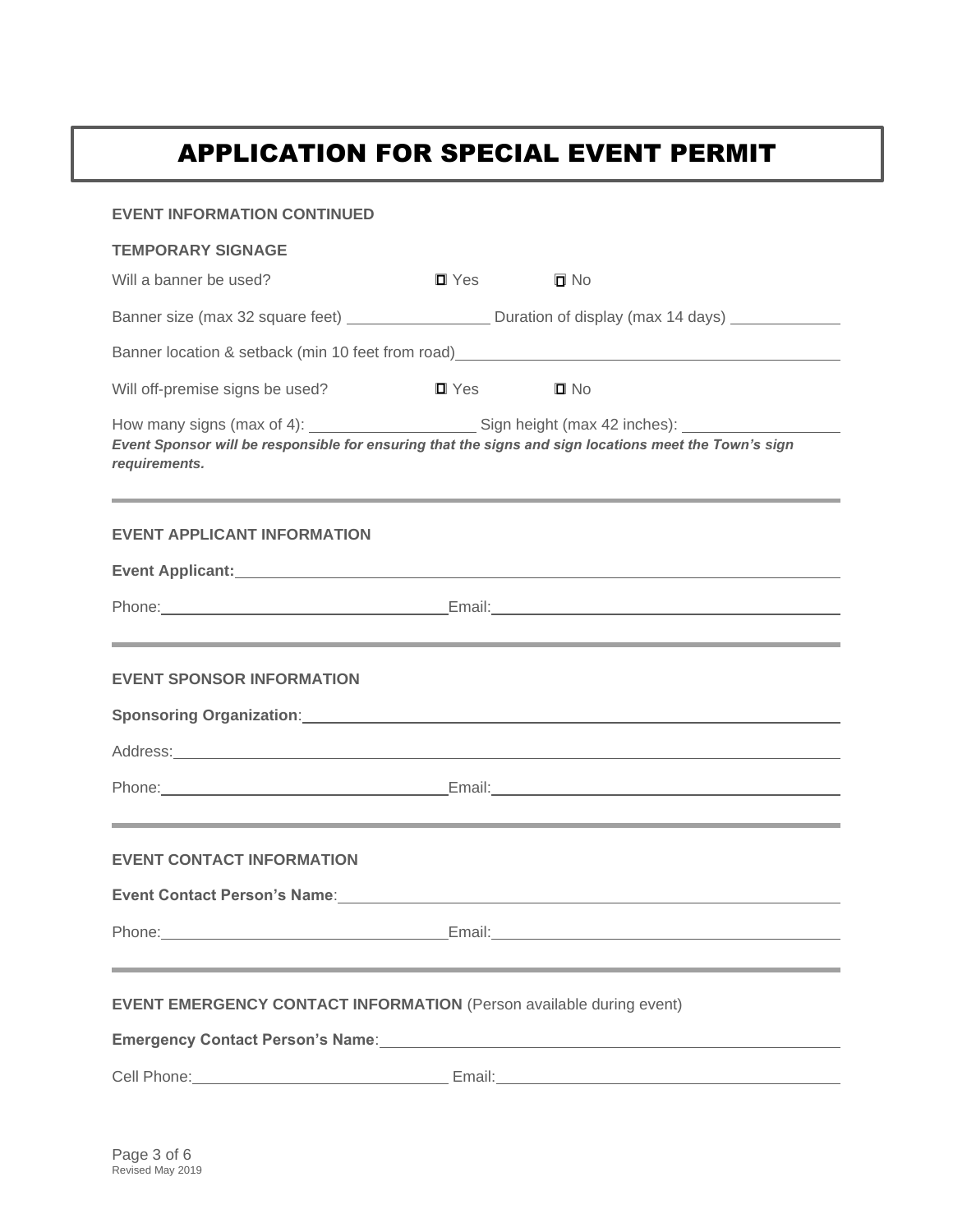# APPLICATION FOR SPECIAL EVENT PERMIT

**EVENT INFORMATION CONTINUED**

**TEMPORARY SIGNAGE**

Will a banner be used? ☐ Yes ☐ No

Banner size (max 32 square feet) ________________ Duration of display (max 14 days) ____________

Banner location & setback (min 10 feet from road)___________________________________________

Will off-premise signs be used? ☐ Yes ☐ No

How many signs (max of 4): __________________ Sign height (max 42 inches): _________________

***Event Sponsor will be responsible for ensuring that the signs and sign locations meet the Town's sign requirements.***

---

**EVENT APPLICANT INFORMATION**

**Event Applicant:**___________________________________________________________

Phone:______________________________Email:____________________________________

---

**EVENT SPONSOR INFORMATION**

**Sponsoring Organization**:_____________________________________________________

Address:_____________________________________________________________________

Phone:______________________________Email:____________________________________

---

**EVENT CONTACT INFORMATION**

**Event Contact Person's Name**:_________________________________________________

Phone:______________________________Email:____________________________________

---

**EVENT EMERGENCY CONTACT INFORMATION** (Person available during event)

**Emergency Contact Person's Name**:_____________________________________________

Cell Phone:___________________________ Email:__________________________________

Revised May 2019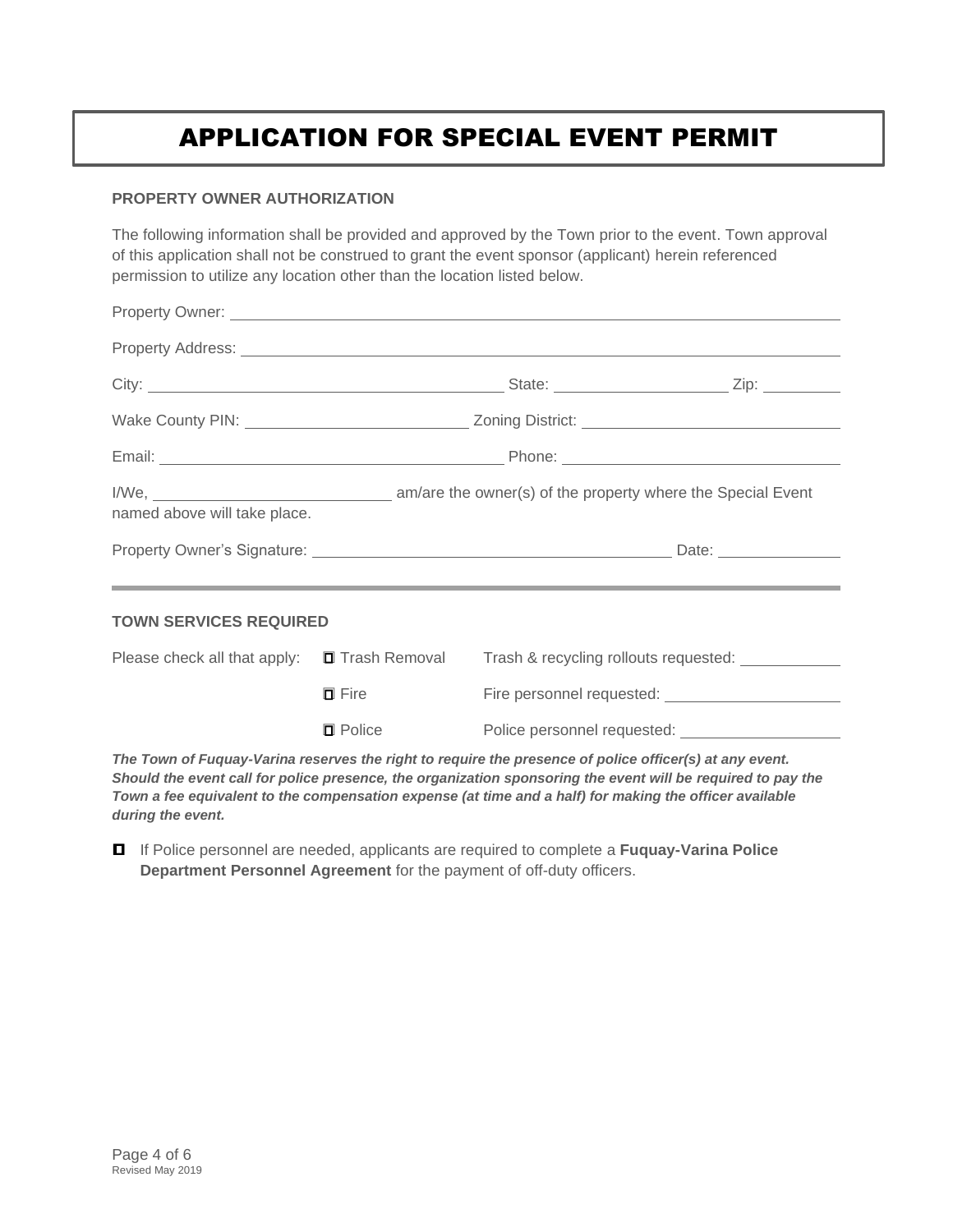# APPLICATION FOR SPECIAL EVENT PERMIT

**PROPERTY OWNER AUTHORIZATION**

The following information shall be provided and approved by the Town prior to the event. Town approval of this application shall not be construed to grant the event sponsor (applicant) herein referenced permission to utilize any location other than the location listed below.

Property Owner: ______________________________________________

Property Address: ______________________________________________

City: ______________________ State: ______________ Zip: ________

Wake County PIN: ______________________ Zoning District: ______________________

Email: ______________________ Phone: ______________________

I/We, ______________________ am/are the owner(s) of the property where the Special Event named above will take place.

Property Owner's Signature: ______________________________ Date: ____________

---

**TOWN SERVICES REQUIRED**

Please check all that apply:

- ☐ Trash Removal — Trash & recycling rollouts requested: __________
- ☐ Fire — Fire personnel requested: __________
- ☐ Police — Police personnel requested: __________

***The Town of Fuquay-Varina reserves the right to require the presence of police officer(s) at any event. Should the event call for police presence, the organization sponsoring the event will be required to pay the Town a fee equivalent to the compensation expense (at time and a half) for making the officer available during the event.***

☐ If Police personnel are needed, applicants are required to complete a **Fuquay-Varina Police Department Personnel Agreement** for the payment of off-duty officers.

Revised May 2019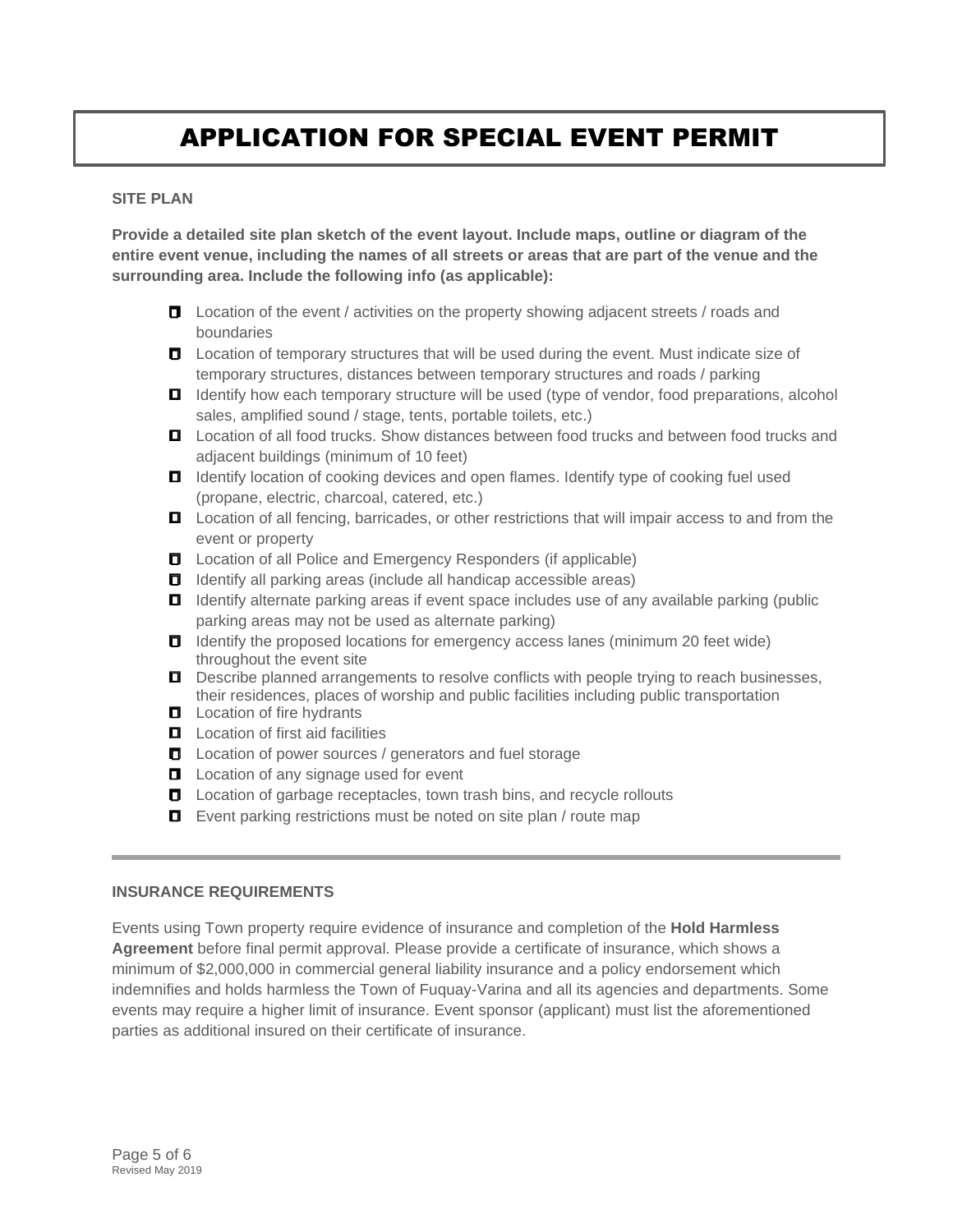# APPLICATION FOR SPECIAL EVENT PERMIT

**SITE PLAN**

**Provide a detailed site plan sketch of the event layout. Include maps, outline or diagram of the entire event venue, including the names of all streets or areas that are part of the venue and the surrounding area. Include the following info (as applicable):**

- Location of the event / activities on the property showing adjacent streets / roads and boundaries
- Location of temporary structures that will be used during the event. Must indicate size of temporary structures, distances between temporary structures and roads / parking
- Identify how each temporary structure will be used (type of vendor, food preparations, alcohol sales, amplified sound / stage, tents, portable toilets, etc.)
- Location of all food trucks. Show distances between food trucks and between food trucks and adjacent buildings (minimum of 10 feet)
- Identify location of cooking devices and open flames. Identify type of cooking fuel used (propane, electric, charcoal, catered, etc.)
- Location of all fencing, barricades, or other restrictions that will impair access to and from the event or property
- Location of all Police and Emergency Responders (if applicable)
- Identify all parking areas (include all handicap accessible areas)
- Identify alternate parking areas if event space includes use of any available parking (public parking areas may not be used as alternate parking)
- Identify the proposed locations for emergency access lanes (minimum 20 feet wide) throughout the event site
- Describe planned arrangements to resolve conflicts with people trying to reach businesses, their residences, places of worship and public facilities including public transportation
- Location of fire hydrants
- Location of first aid facilities
- Location of power sources / generators and fuel storage
- Location of any signage used for event
- Location of garbage receptacles, town trash bins, and recycle rollouts
- Event parking restrictions must be noted on site plan / route map

---

**INSURANCE REQUIREMENTS**

Events using Town property require evidence of insurance and completion of the **Hold Harmless Agreement** before final permit approval. Please provide a certificate of insurance, which shows a minimum of $2,000,000 in commercial general liability insurance and a policy endorsement which indemnifies and holds harmless the Town of Fuquay-Varina and all its agencies and departments. Some events may require a higher limit of insurance. Event sponsor (applicant) must list the aforementioned parties as additional insured on their certificate of insurance.

Revised May 2019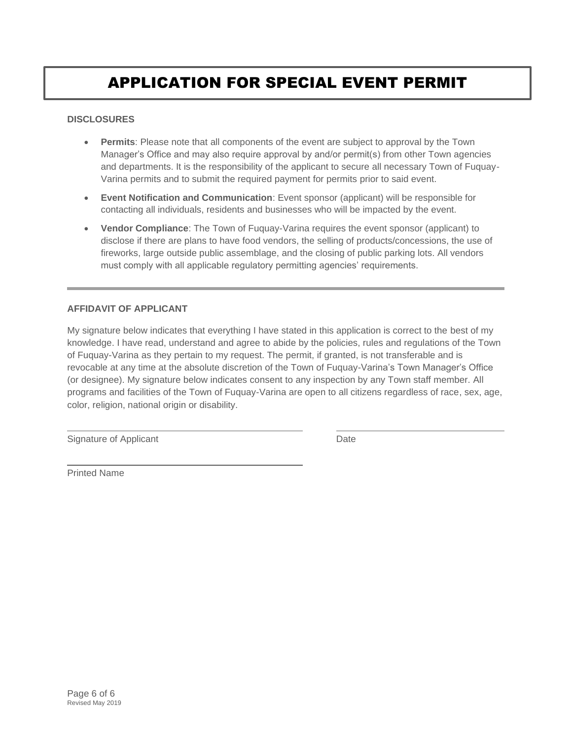# APPLICATION FOR SPECIAL EVENT PERMIT

**DISCLOSURES**

- **Permits**: Please note that all components of the event are subject to approval by the Town Manager's Office and may also require approval by and/or permit(s) from other Town agencies and departments. It is the responsibility of the applicant to secure all necessary Town of Fuquay-Varina permits and to submit the required payment for permits prior to said event.
- **Event Notification and Communication**: Event sponsor (applicant) will be responsible for contacting all individuals, residents and businesses who will be impacted by the event.
- **Vendor Compliance**: The Town of Fuquay-Varina requires the event sponsor (applicant) to disclose if there are plans to have food vendors, the selling of products/concessions, the use of fireworks, large outside public assemblage, and the closing of public parking lots. All vendors must comply with all applicable regulatory permitting agencies' requirements.

---

**AFFIDAVIT OF APPLICANT**

My signature below indicates that everything I have stated in this application is correct to the best of my knowledge. I have read, understand and agree to abide by the policies, rules and regulations of the Town of Fuquay-Varina as they pertain to my request. The permit, if granted, is not transferable and is revocable at any time at the absolute discretion of the Town of Fuquay-Varina's Town Manager's Office (or designee). My signature below indicates consent to any inspection by any Town staff member. All programs and facilities of the Town of Fuquay-Varina are open to all citizens regardless of race, sex, age, color, religion, national origin or disability.

______________________________ ______________________________
Signature of Applicant Date

______________________________
Printed Name

Revised May 2019